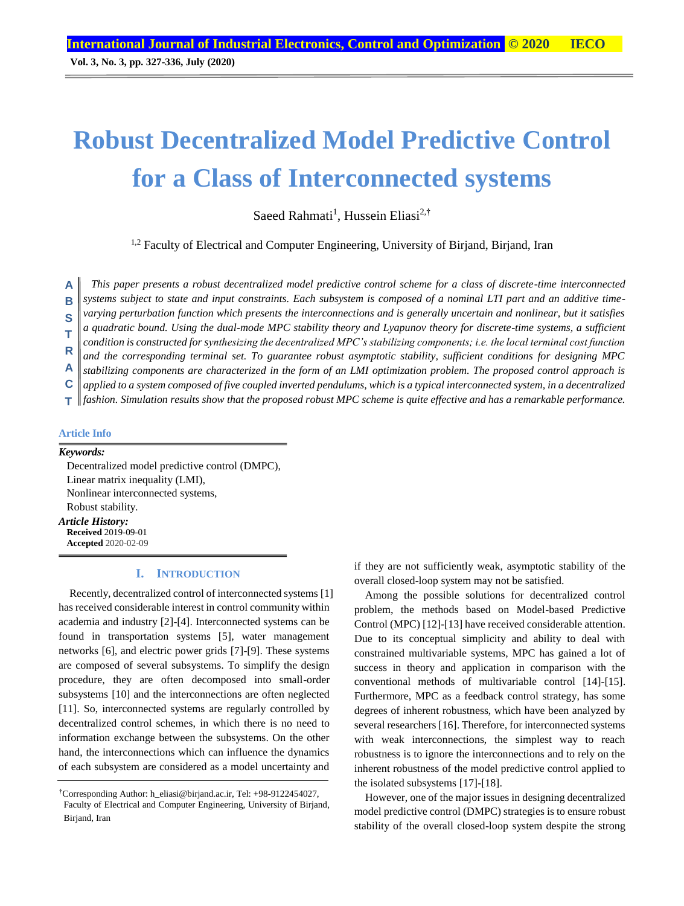# Robust Decentralized Model Predictive Control for a Class of Interconnected systems

Saeed Rahmati[1], Hussein Eliasi[2,†]

[1,2] Faculty of Electrical and Computer Engineering, University of Birjand, Birjand, Iran

**ABSTRACT**

*This paper presents a robust decentralized model predictive control scheme for a class of discrete-time interconnected systems subject to state and input constraints. Each subsystem is composed of a nominal LTI part and an additive time-varying perturbation function which presents the interconnections and is generally uncertain and nonlinear, but it satisfies a quadratic bound. Using the dual-mode MPC stability theory and Lyapunov theory for discrete-time systems, a sufficient condition is constructed for synthesizing the decentralized MPC's stabilizing components; i.e. the local terminal cost function and the corresponding terminal set. To guarantee robust asymptotic stability, sufficient conditions for designing MPC stabilizing components are characterized in the form of an LMI optimization problem. The proposed control approach is applied to a system composed of five coupled inverted pendulums, which is a typical interconnected system, in a decentralized fashion. Simulation results show that the proposed robust MPC scheme is quite effective and has a remarkable performance.*

**Article Info**

***Keywords:***

Decentralized model predictive control (DMPC),
Linear matrix inequality (LMI),
Nonlinear interconnected systems,
Robust stability.

***Article History:***

**Received** 2019-09-01
**Accepted** 2020-02-09

## I. INTRODUCTION

Recently, decentralized control of interconnected systems [1] has received considerable interest in control community within academia and industry [2]-[4]. Interconnected systems can be found in transportation systems [5], water management networks [6], and electric power grids [7]-[9]. These systems are composed of several subsystems. To simplify the design procedure, they are often decomposed into small-order subsystems [10] and the interconnections are often neglected [11]. So, interconnected systems are regularly controlled by decentralized control schemes, in which there is no need to information exchange between the subsystems. On the other hand, the interconnections which can influence the dynamics of each subsystem are considered as a model uncertainty and if they are not sufficiently weak, asymptotic stability of the overall closed-loop system may not be satisfied.

Among the possible solutions for decentralized control problem, the methods based on Model-based Predictive Control (MPC) [12]-[13] have received considerable attention. Due to its conceptual simplicity and ability to deal with constrained multivariable systems, MPC has gained a lot of success in theory and application in comparison with the conventional methods of multivariable control [14]-[15]. Furthermore, MPC as a feedback control strategy, has some degrees of inherent robustness, which have been analyzed by several researchers [16]. Therefore, for interconnected systems with weak interconnections, the simplest way to reach robustness is to ignore the interconnections and to rely on the inherent robustness of the model predictive control applied to the isolated subsystems [17]-[18].

However, one of the major issues in designing decentralized model predictive control (DMPC) strategies is to ensure robust stability of the overall closed-loop system despite the strong

†Corresponding Author: h_eliasi@birjand.ac.ir, Tel: +98-9122454027, Faculty of Electrical and Computer Engineering, University of Birjand, Birjand, Iran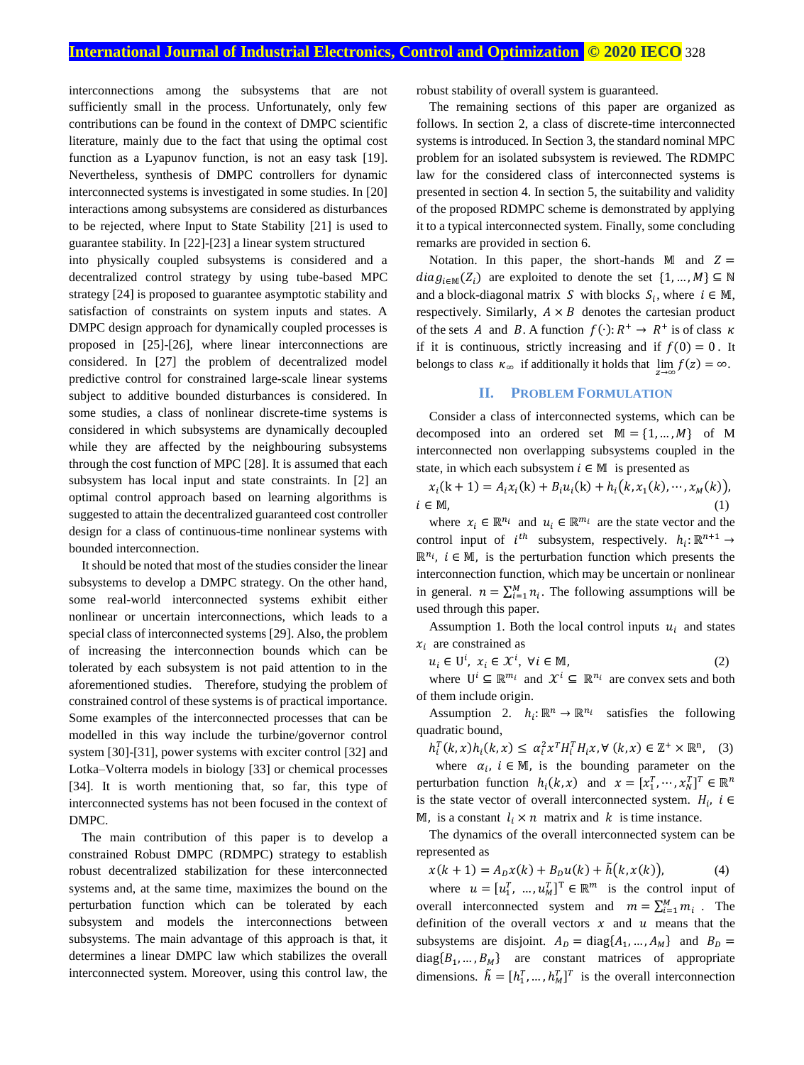interconnections among the subsystems that are not sufficiently small in the process. Unfortunately, only few contributions can be found in the context of DMPC scientific literature, mainly due to the fact that using the optimal cost function as a Lyapunov function, is not an easy task [19]. Nevertheless, synthesis of DMPC controllers for dynamic interconnected systems is investigated in some studies. In [20] interactions among subsystems are considered as disturbances to be rejected, where Input to State Stability [21] is used to guarantee stability. In [22]-[23] a linear system structured into physically coupled subsystems is considered and a decentralized control strategy by using tube-based MPC strategy [24] is proposed to guarantee asymptotic stability and satisfaction of constraints on system inputs and states. A DMPC design approach for dynamically coupled processes is proposed in [25]-[26], where linear interconnections are considered. In [27] the problem of decentralized model predictive control for constrained large-scale linear systems subject to additive bounded disturbances is considered. In some studies, a class of nonlinear discrete-time systems is considered in which subsystems are dynamically decoupled while they are affected by the neighbouring subsystems through the cost function of MPC [28]. It is assumed that each subsystem has local input and state constraints. In [2] an optimal control approach based on learning algorithms is suggested to attain the decentralized guaranteed cost controller design for a class of continuous-time nonlinear systems with bounded interconnection.

It should be noted that most of the studies consider the linear subsystems to develop a DMPC strategy. On the other hand, some real-world interconnected systems exhibit either nonlinear or uncertain interconnections, which leads to a special class of interconnected systems [29]. Also, the problem of increasing the interconnection bounds which can be tolerated by each subsystem is not paid attention to in the aforementioned studies. Therefore, studying the problem of constrained control of these systems is of practical importance. Some examples of the interconnected processes that can be modelled in this way include the turbine/governor control system [30]-[31], power systems with exciter control [32] and Lotka–Volterra models in biology [33] or chemical processes [34]. It is worth mentioning that, so far, this type of interconnected systems has not been focused in the context of DMPC.

The main contribution of this paper is to develop a constrained Robust DMPC (RDMPC) strategy to establish robust decentralized stabilization for these interconnected systems and, at the same time, maximizes the bound on the perturbation function which can be tolerated by each subsystem and models the interconnections between subsystems. The main advantage of this approach is that, it determines a linear DMPC law which stabilizes the overall interconnected system. Moreover, using this control law, the robust stability of overall system is guaranteed.

The remaining sections of this paper are organized as follows. In section 2, a class of discrete-time interconnected systems is introduced. In Section 3, the standard nominal MPC problem for an isolated subsystem is reviewed. The RDMPC law for the considered class of interconnected systems is presented in section 4. In section 5, the suitability and validity of the proposed RDMPC scheme is demonstrated by applying it to a typical interconnected system. Finally, some concluding remarks are provided in section 6.

Notation. In this paper, the short-hands $\mathbb{M}$ and $Z = diag_{i\in\mathbb{M}}(Z_i)$ are exploited to denote the set $\{1,\dots,M\} \subseteq \mathbb{N}$ and a block-diagonal matrix $S$ with blocks $S_i$, where $i \in \mathbb{M}$, respectively. Similarly, $A \times B$ denotes the cartesian product of the sets $A$ and $B$. A function $f(\cdot): R^+ \to R^+$ is of class $\kappa$ if it is continuous, strictly increasing and if $f(0) = 0$. It belongs to class $\kappa_\infty$ if additionally it holds that $\lim_{z\to\infty} f(z) = \infty$.

## II. Problem Formulation

Consider a class of interconnected systems, which can be decomposed into an ordered set $\mathbb{M} = \{1,\dots,M\}$ of M interconnected non overlapping subsystems coupled in the state, in which each subsystem $i \in \mathbb{M}$ is presented as

$$x_i(k+1) = A_i x_i(\text{k}) + B_i u_i(\text{k}) + h_i\big(k, x_1(k), \cdots, x_M(k)\big),\quad i \in \mathbb{M}, \tag{1}$$

where $x_i \in \mathbb{R}^{n_i}$ and $u_i \in \mathbb{R}^{m_i}$ are the state vector and the control input of $i^{th}$ subsystem, respectively. $h_i: \mathbb{R}^{n+1} \to \mathbb{R}^{n_i}$, $i \in \mathbb{M}$, is the perturbation function which presents the interconnection function, which may be uncertain or nonlinear in general. $n = \sum_{i=1}^{M} n_i$. The following assumptions will be used through this paper.

Assumption 1. Both the local control inputs $u_i$ and states $x_i$ are constrained as

$$u_i \in \text{U}^i,\ x_i \in \mathcal{X}^i,\ \forall i \in \mathbb{M}, \tag{2}$$

where $\text{U}^i \subseteq \mathbb{R}^{m_i}$ and $\mathcal{X}^i \subseteq \mathbb{R}^{n_i}$ are convex sets and both of them include origin.

Assumption 2. $h_i: \mathbb{R}^n \to \mathbb{R}^{n_i}$ satisfies the following quadratic bound,

$$h_i^T(k,x) h_i(k,x) \le \alpha_i^2 x^T H_i^T H_i x, \forall\ (k,x) \in \mathbb{Z}^+ \times \mathbb{R}^n, \tag{3}$$

where $\alpha_i$, $i \in \mathbb{M}$, is the bounding parameter on the perturbation function $h_i(k,x)$ and $x = [x_1^T, \cdots, x_N^T]^T \in \mathbb{R}^n$ is the state vector of overall interconnected system. $H_i$, $i \in \mathbb{M}$, is a constant $l_i \times n$ matrix and $k$ is time instance.

The dynamics of the overall interconnected system can be represented as

$$x(k+1) = A_D x(k) + B_D u(k) + \tilde{h}\big(k, x(k)\big), \tag{4}$$

where $u = [u_1^T,\ \dots, u_M^T]^\text{T} \in \mathbb{R}^m$ is the control input of overall interconnected system and $m = \sum_{i=1}^{M} m_i$. The definition of the overall vectors $x$ and $u$ means that the subsystems are disjoint. $A_D = \text{diag}\{A_1, \dots, A_M\}$ and $B_D = \text{diag}\{B_1, \dots, B_M\}$ are constant matrices of appropriate dimensions. $\tilde{h} = [h_1^T, \dots, h_M^T]^T$ is the overall interconnection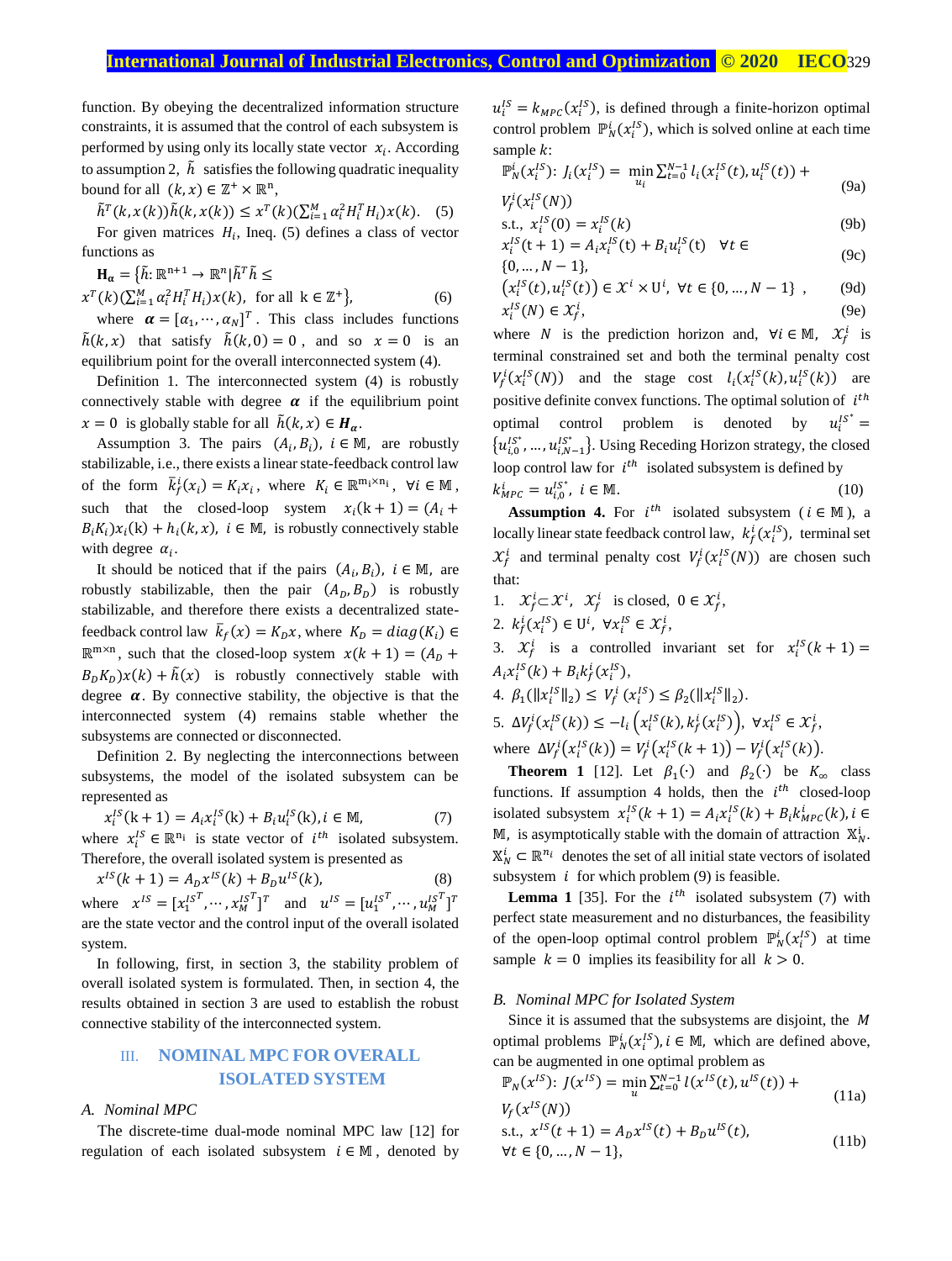function. By obeying the decentralized information structure constraints, it is assumed that the control of each subsystem is performed by using only its locally state vector $x_i$. According to assumption 2, $\tilde{h}$ satisfies the following quadratic inequality bound for all $(k,x) \in \mathbb{Z}^+ \times \mathbb{R}^n$,

$$\tilde{h}^T(k,x(k))\tilde{h}(k,x(k)) \le x^T(k)\left(\sum_{i=1}^{M} \alpha_i^2 H_i^T H_i\right)x(k). \quad (5)$$

For given matrices $H_i$, Ineq. (5) defines a class of vector functions as

$$\mathbf{H}_\alpha = \{\tilde{h}: \mathbb{R}^{n+1} \to \mathbb{R}^n | \tilde{h}^T\tilde{h} \le x^T(k)\left(\sum_{i=1}^{M} \alpha_i^2 H_i^T H_i\right)x(k), \text{ for all } k \in \mathbb{Z}^+\}, \quad (6)$$

where $\boldsymbol{\alpha} = [\alpha_1, \cdots, \alpha_N]^T$. This class includes functions $\tilde{h}(k,x)$ that satisfy $\tilde{h}(k,0) = 0$, and so $x = 0$ is an equilibrium point for the overall interconnected system (4).

Definition 1. The interconnected system (4) is robustly connectively stable with degree $\boldsymbol{\alpha}$ if the equilibrium point $x = 0$ is globally stable for all $\tilde{h}(k,x) \in \boldsymbol{H}_\alpha$.

Assumption 3. The pairs $(A_i, B_i)$, $i \in \mathbb{M}$, are robustly stabilizable, i.e., there exists a linear state-feedback control law of the form $\bar{k}_f^i(x_i) = K_i x_i$, where $K_i \in \mathbb{R}^{m_i \times n_i}$, $\forall i \in \mathbb{M}$, such that the closed-loop system $x_i(k+1) = (A_i + B_i K_i)x_i(k) + h_i(k,x)$, $i \in \mathbb{M}$, is robustly connectively stable with degree $\alpha_i$.

It should be noticed that if the pairs $(A_i, B_i)$, $i \in \mathbb{M}$, are robustly stabilizable, then the pair $(A_D, B_D)$ is robustly stabilizable, and therefore there exists a decentralized state-feedback control law $\bar{k}_f(x) = K_D x$, where $K_D = diag(K_i) \in \mathbb{R}^{m \times n}$, such that the closed-loop system $x(k+1) = (A_D + B_D K_D)x(k) + \tilde{h}(x)$ is robustly connectively stable with degree $\boldsymbol{\alpha}$. By connective stability, the objective is that the interconnected system (4) remains stable whether the subsystems are connected or disconnected.

Definition 2. By neglecting the interconnections between subsystems, the model of the isolated subsystem can be represented as

$$x_i^{IS}(k+1) = A_i x_i^{IS}(k) + B_i u_i^{IS}(k), i \in \mathbb{M}, \quad (7)$$

where $x_i^{IS} \in \mathbb{R}^{n_i}$ is state vector of $i^{th}$ isolated subsystem. Therefore, the overall isolated system is presented as

$$x^{IS}(k+1) = A_D x^{IS}(k) + B_D u^{IS}(k), \quad (8)$$

where $x^{IS} = [x_1^{IS^T}, \cdots, x_M^{IS^T}]^T$ and $u^{IS} = [u_1^{IS^T}, \cdots, u_M^{IS^T}]^T$ are the state vector and the control input of the overall isolated system.

In following, first, in section 3, the stability problem of overall isolated system is formulated. Then, in section 4, the results obtained in section 3 are used to establish the robust connective stability of the interconnected system.

## III. NOMINAL MPC FOR OVERALL ISOLATED SYSTEM

### A. Nominal MPC

The discrete-time dual-mode nominal MPC law [12] for regulation of each isolated subsystem $i \in \mathbb{M}$, denoted by $u_i^{IS} = k_{MPC}(x_i^{IS})$, is defined through a finite-horizon optimal control problem $\mathbb{P}_N^i(x_i^{IS})$, which is solved online at each time sample $k$:

$$\mathbb{P}_N^i(x_i^{IS}): J_i(x_i^{IS}) = \min_{u_i} \sum_{t=0}^{N-1} l_i(x_i^{IS}(t), u_i^{IS}(t)) + V_f^i(x_i^{IS}(N)) \quad (9a)$$

$$\text{s.t., } x_i^{IS}(0) = x_i^{IS}(k) \quad (9b)$$

$$x_i^{IS}(t+1) = A_i x_i^{IS}(t) + B_i u_i^{IS}(t) \quad \forall t \in \{0, \dots, N-1\}, \quad (9c)$$

$$\left(x_i^{IS}(t), u_i^{IS}(t)\right) \in \mathcal{X}^i \times \mathrm{U}^i, \ \forall t \in \{0, \dots, N-1\}, \quad (9d)$$

$$x_i^{IS}(N) \in \mathcal{X}_f^i, \quad (9e)$$

where $N$ is the prediction horizon and, $\forall i \in \mathbb{M}$, $\mathcal{X}_f^i$ is terminal constrained set and both the terminal penalty cost $V_f^i(x_i^{IS}(N))$ and the stage cost $l_i(x_i^{IS}(k), u_i^{IS}(k))$ are positive definite convex functions. The optimal solution of $i^{th}$ optimal control problem is denoted by $u_i^{IS^*} = \{u_{i,0}^{IS^*}, \dots, u_{i,N-1}^{IS^*}\}$. Using Receding Horizon strategy, the closed loop control law for $i^{th}$ isolated subsystem is defined by

$$k_{MPC}^i = u_{i,0}^{IS^*}, \ i \in \mathbb{M}. \quad (10)$$

**Assumption 4.** For $i^{th}$ isolated subsystem ($i \in \mathbb{M}$), a locally linear state feedback control law, $k_f^i(x_i^{IS})$, terminal set $\mathcal{X}_f^i$ and terminal penalty cost $V_f^i(x_i^{IS}(N))$ are chosen such that:

1. $\mathcal{X}_f^i \subset \mathcal{X}^i$, $\mathcal{X}_f^i$ is closed, $0 \in \mathcal{X}_f^i$,
2. $k_f^i(x_i^{IS}) \in \mathrm{U}^i$, $\forall x_i^{IS} \in \mathcal{X}_f^i$,
3. $\mathcal{X}_f^i$ is a controlled invariant set for $x_i^{IS}(k+1) = A_i x_i^{IS}(k) + B_i k_f^i(x_i^{IS})$,
4. $\beta_1(\|x_i^{IS}\|_2) \le V_f^i(x_i^{IS}) \le \beta_2(\|x_i^{IS}\|_2)$.
5. $\Delta V_f^i(x_i^{IS}(k)) \le -l_i\left(x_i^{IS}(k), k_f^i(x_i^{IS})\right)$, $\forall x_i^{IS} \in \mathcal{X}_f^i$,

where $\Delta V_f^i(x_i^{IS}(k)) = V_f^i(x_i^{IS}(k+1)) - V_f^i(x_i^{IS}(k))$.

**Theorem 1** [12]. Let $\beta_1(\cdot)$ and $\beta_2(\cdot)$ be $K_\infty$ class functions. If assumption 4 holds, then the $i^{th}$ closed-loop isolated subsystem $x_i^{IS}(k+1) = A_i x_i^{IS}(k) + B_i k_{MPC}^i(k), i \in \mathbb{M}$, is asymptotically stable with the domain of attraction $\mathbb{X}_N^i$. $\mathbb{X}_N^i \subset \mathbb{R}^{n_i}$ denotes the set of all initial state vectors of isolated subsystem $i$ for which problem (9) is feasible.

**Lemma 1** [35]. For the $i^{th}$ isolated subsystem (7) with perfect state measurement and no disturbances, the feasibility of the open-loop optimal control problem $\mathbb{P}_N^i(x_i^{IS})$ at time sample $k = 0$ implies its feasibility for all $k > 0$.

### B. Nominal MPC for Isolated System

Since it is assumed that the subsystems are disjoint, the $M$ optimal problems $\mathbb{P}_N^i(x_i^{IS}), i \in \mathbb{M}$, which are defined above, can be augmented in one optimal problem as

$$\mathbb{P}_N(x^{IS}): J(x^{IS}) = \min_{u} \sum_{t=0}^{N-1} l(x^{IS}(t), u^{IS}(t)) + V_f(x^{IS}(N)) \quad (11a)$$

$$\text{s.t., } x^{IS}(t+1) = A_D x^{IS}(t) + B_D u^{IS}(t), \ \forall t \in \{0, \dots, N-1\}, \quad (11b)$$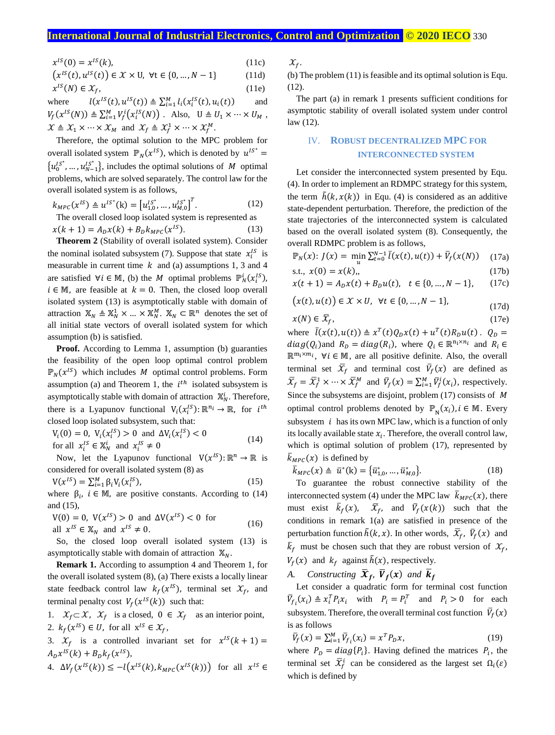$$x^{IS}(0) = x^{IS}(k), \tag{11c}$$

$$\left(x^{IS}(t), u^{IS}(t)\right) \in \mathcal{X} \times \mathrm{U}, \ \forall t \in \{0, \dots, N-1\} \tag{11d}$$

$$x^{IS}(N) \in \mathcal{X}_f, \tag{11e}$$

where $l(x^{IS}(t), u^{IS}(t)) \triangleq \sum_{i=1}^{M} l_i(x_i^{IS}(t), u_i(t))$ and $V_f(x^{IS}(N)) \triangleq \sum_{i=1}^{M} V_f^i\left(x_i^{IS}(N)\right)$. Also, $\mathrm{U} \triangleq U_1 \times \dots \times U_M$, $\mathcal{X} \triangleq \mathcal{X}_1 \times \dots \times \mathcal{X}_M$ and $\mathcal{X}_f \triangleq \mathcal{X}_f^1 \times \dots \times \mathcal{X}_f^M$.

Therefore, the optimal solution to the MPC problem for overall isolated system $\mathbb{P}_N(x^{IS})$, which is denoted by $u^{IS^*} = \{u_0^{IS^*}, \dots, u_{N-1}^{IS^*}\}$, includes the optimal solutions of $M$ optimal problems, which are solved separately. The control law for the overall isolated system is as follows,

$$k_{MPC}(x^{IS}) \triangleq u^{IS^*}(\mathrm{k}) = \left[u_{1,0}^{IS^*}, \dots, u_{M,0}^{IS^*}\right]^T. \tag{12}$$

The overall closed loop isolated system is represented as

$$x(k+1) = A_D x(k) + B_D k_{MPC}(x^{IS}). \tag{13}$$

**Theorem 2** (Stability of overall isolated system). Consider the nominal isolated subsystem (7). Suppose that state $x_i^{IS}$ is measurable in current time $k$ and (a) assumptions 1, 3 and 4 are satisfied $\forall i \in \mathbb{M}$, (b) the $M$ optimal problems $\mathbb{P}_N^i(x_i^{IS})$, $i \in \mathbb{M}$, are feasible at $k = 0$. Then, the closed loop overall isolated system (13) is asymptotically stable with domain of attraction $\mathbb{X}_N \triangleq \mathbb{X}_N^1 \times \dots \times \mathbb{X}_N^M$. $\mathbb{X}_N \subset \mathbb{R}^n$ denotes the set of all initial state vectors of overall isolated system for which assumption (b) is satisfied.

**Proof.** According to Lemma 1, assumption (b) guaranties the feasibility of the open loop optimal control problem $\mathbb{P}_N(x^{IS})$ which includes $M$ optimal control problems. Form assumption (a) and Theorem 1, the $i^{th}$ isolated subsystem is asymptotically stable with domain of attraction $\mathbb{X}_N^i$. Therefore, there is a Lyapunov functional $\mathrm{V}_i(x_i^{IS}): \mathbb{R}^{n_i} \to \mathbb{R}$, for $i^{th}$ closed loop isolated subsystem, such that:

$$\mathrm{V}_i(0) = 0, \ \mathrm{V}_i(x_i^{IS}) > 0 \ \text{and} \ \Delta\mathrm{V}_i(x_i^{IS}) < 0 \ \text{for all} \ x_i^{IS} \in \mathbb{X}_N^i \ \text{and} \ x_i^{IS} \neq 0 \tag{14}$$

Now, let the Lyapunov functional $\mathrm{V}(x^{IS}): \mathbb{R}^n \to \mathbb{R}$ is considered for overall isolated system (8) as

$$\mathrm{V}(x^{IS}) = \sum_{i=1}^{M} \beta_i \mathrm{V}_i(x_i^{IS}), \tag{15}$$

where $\beta_i$, $i \in \mathbb{M}$, are positive constants. According to (14) and (15),

$$\mathrm{V}(0) = 0, \ \mathrm{V}(x^{IS}) > 0 \ \text{and} \ \Delta\mathrm{V}(x^{IS}) < 0 \ \text{for all} \ x^{IS} \in \mathbb{X}_N \ \text{and} \ x^{IS} \neq 0. \tag{16}$$

So, the closed loop overall isolated system (13) is asymptotically stable with domain of attraction $\mathbb{X}_N$.

**Remark 1.** According to assumption 4 and Theorem 1, for the overall isolated system (8), (a) There exists a locally linear state feedback control law $k_f(x^{IS})$, terminal set $\mathcal{X}_f$, and terminal penalty cost $V_f(x^{IS}(k))$ such that:

1. $\mathcal{X}_f \subset \mathcal{X}$, $\mathcal{X}_f$ is a closed, $0 \in \mathcal{X}_f$ as an interior point,
2. $k_f(x^{IS}) \in U$, for all $x^{IS} \in \mathcal{X}_f$,
3. $\mathcal{X}_f$ is a controlled invariant set for $x^{IS}(k+1) = A_D x^{IS}(k) + B_D k_f(x^{IS})$,
4. $\Delta V_f(x^{IS}(k)) \leq -l\left(x^{IS}(k), k_{MPC}(x^{IS}(k))\right)$ for all $x^{IS} \in \mathcal{X}_f$.

(b) The problem (11) is feasible and its optimal solution is Equ. (12).

The part (a) in remark 1 presents sufficient conditions for asymptotic stability of overall isolated system under control law (12).

## IV. Robust Decentralized MPC for Interconnected System

Let consider the interconnected system presented by Equ. (4). In order to implement an RDMPC strategy for this system, the term $\tilde{h}(k, x(k))$ in Equ. (4) is considered as an additive state-dependent perturbation. Therefore, the prediction of the state trajectories of the interconnected system is calculated based on the overall isolated system (8). Consequently, the overall RDMPC problem is as follows,

$$\mathbb{P}_N(x): J(x) = \min_u \sum_{t=0}^{N-1} \bar{l}(x(t), u(t)) + \bar{V}_f(x(N)) \tag{17a}$$

$$\text{s.t.,} \ x(0) = x(k),, \tag{17b}$$

$$x(t+1) = A_D x(t) + B_D u(t), \quad t \in \{0, \dots, N-1\}, \tag{17c}$$

$$\left(x(t), u(t)\right) \in \mathcal{X} \times U, \ \forall t \in \{0, \dots, N-1\}, \tag{17d}$$

$$x(N) \in \bar{\mathcal{X}}_f, \tag{17e}$$

where $\bar{l}(x(t), u(t)) \triangleq x^T(t) Q_D x(t) + u^T(t) R_D u(t)$. $Q_D = diag(Q_i)$ and $R_D = diag(R_i)$, where $Q_i \in \mathbb{R}^{n_i \times n_i}$ and $R_i \in \mathbb{R}^{m_i \times m_i}$, $\forall i \in \mathbb{M}$, are all positive definite. Also, the overall terminal set $\bar{\mathcal{X}}_f$ and terminal cost $\bar{V}_f(x)$ are defined as $\bar{\mathcal{X}}_f = \bar{\mathcal{X}}_f^1 \times \dots \times \bar{\mathcal{X}}_f^M$ and $\bar{V}_f(x) = \sum_{i=1}^{M} \bar{V}_f^i(x_i)$, respectively. Since the subsystems are disjoint, problem (17) consists of $M$ optimal control problems denoted by $\mathbb{P}_N(x_i), i \in \mathbb{M}$. Every subsystem $i$ has its own MPC law, which is a function of only its locally available state $x_i$. Therefore, the overall control law, which is optimal solution of problem (17), represented by $\bar{k}_{MPC}(x)$ is defined by

$$\bar{k}_{MPC}(x) \triangleq \bar{u}^*(\mathrm{k}) = \{\bar{u}_{1,0}^*, \dots, \bar{u}_{M,0}^*\}. \tag{18}$$

To guarantee the robust connective stability of the interconnected system (4) under the MPC law $\bar{k}_{MPC}(x)$, there must exist $\bar{k}_f(x)$, $\bar{\mathcal{X}}_f$, and $\bar{V}_f(x(k))$ such that the conditions in remark 1(a) are satisfied in presence of the perturbation function $\tilde{h}(k, x)$. In other words, $\bar{\mathcal{X}}_f$, $\bar{V}_f(x)$ and $\bar{k}_f$ must be chosen such that they are robust version of $\mathcal{X}_f$, $V_f(x)$ and $k_f$ against $\tilde{h}(x)$, respectively.

### A. Constructing $\bar{\mathcal{X}}_f$, $\bar{V}_f(x)$ and $\bar{k}_f$

Let consider a quadratic form for terminal cost function $\bar{V}_{f_i}(x_i) \triangleq x_i^T P_i x_i$ with $P_i = P_i^T$ and $P_i > 0$ for each subsystem. Therefore, the overall terminal cost function $\bar{V}_f(x)$ is as follows

$$\bar{V}_f(x) = \sum_{i=1}^{M} \bar{V}_{f_i}(x_i) = x^T P_D x, \tag{19}$$

where $P_D = diag\{P_i\}$. Having defined the matrices $P_i$, the terminal set $\bar{\mathcal{X}}_f^i$ can be considered as the largest set $\Omega_i(\varepsilon)$ which is defined by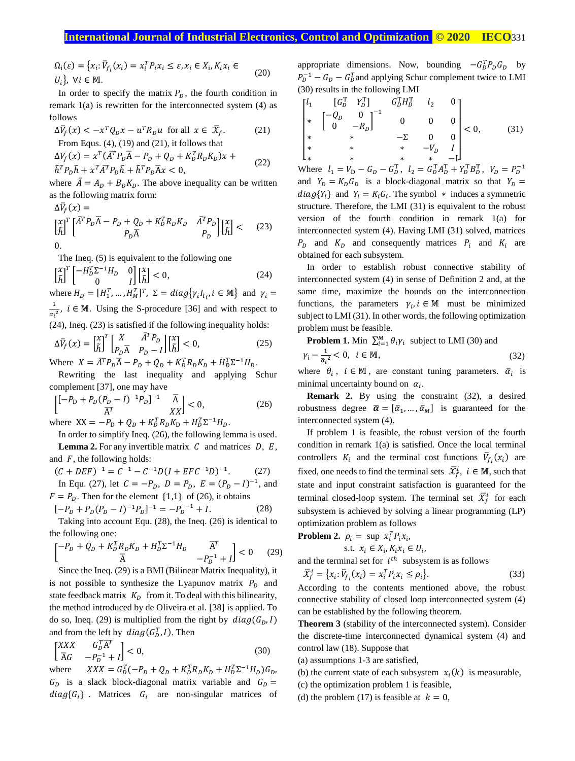$$\Omega_i(\varepsilon) = \{x_i: \bar{V}_{f_i}(x_i) = x_i^T P_i x_i \leq \varepsilon, x_i \in X_i, K_i x_i \in U_i\},\ \forall i \in \mathbb{M}. \tag{20}$$

In order to specify the matrix $P_D$, the fourth condition in remark 1(a) is rewritten for the interconnected system (4) as follows

$$\Delta \bar{V}_f(x) < -x^T Q_D x - u^T R_D u \ \text{ for all } \ x \in \bar{\mathcal{X}}_f. \tag{21}$$

From Equs. (4), (19) and (21), it follows that

$$\Delta V_f(x) = x^T(\bar{A}^T P_D \bar{A} - P_D + Q_D + K_D^T R_D K_D)x + \tilde{h}^T P_D \tilde{h} + x^T \bar{A}^T P_D \tilde{h} + \tilde{h}^T P_D \bar{A} x < 0, \tag{22}$$

where $\bar{A} = A_D + B_D K_D$. The above inequality can be written as the following matrix form:

$$\Delta \bar{V}_f(x) = \begin{bmatrix} x \\ \tilde{h} \end{bmatrix}^T \begin{bmatrix} \bar{A}^T P_D \bar{A} - P_D + Q_D + K_D^T R_D K_D & \bar{A}^T P_D \\ P_D \bar{A} & P_D \end{bmatrix} \begin{bmatrix} x \\ \tilde{h} \end{bmatrix} < 0. \tag{23}$$

The Ineq. (5) is equivalent to the following one

$$\begin{bmatrix} x \\ \tilde{h} \end{bmatrix}^T \begin{bmatrix} -H_D^T \Sigma^{-1} H_D & 0 \\ 0 & I \end{bmatrix} \begin{bmatrix} x \\ \tilde{h} \end{bmatrix} < 0, \tag{24}$$

where $H_D = [H_1^T, \dots, H_M^T]^T$, $\Sigma = diag\{\gamma_i I_{l_i}, i \in \mathbb{M}\}$ and $\gamma_i = \frac{1}{\alpha_i^2}$, $i \in \mathbb{M}$. Using the S-procedure [36] and with respect to (24), Ineq. (23) is satisfied if the following inequality holds:

$$\Delta \bar{V}_f(x) = \begin{bmatrix} x \\ \tilde{h} \end{bmatrix}^T \begin{bmatrix} X & \bar{A}^T P_D \\ P_D \bar{A} & P_D - I \end{bmatrix} \begin{bmatrix} x \\ \tilde{h} \end{bmatrix} < 0, \tag{25}$$

Where $X = \bar{A}^T P_D \bar{A} - P_D + Q_D + K_D^T R_D K_D + H_D^T \Sigma^{-1} H_D$.

Rewriting the last inequality and applying Schur complement [37], one may have

$$\begin{bmatrix} [-P_D + P_D(P_D - I)^{-1} P_D]^{-1} & \bar{A} \\ \bar{A}^T & XX \end{bmatrix} < 0, \tag{26}$$

where $XX = -P_D + Q_D + K_D^T R_D K_D + H_D^T \Sigma^{-1} H_D$.

In order to simplify Ineq. (26), the following lemma is used.

**Lemma 2.** For any invertible matrix $C$ and matrices $D$, $E$, and $F$, the following holds:

$$(C + DEF)^{-1} = C^{-1} - C^{-1} D (I + EFC^{-1} D)^{-1}. \tag{27}$$

In Equ. (27), let $C = -P_D$, $D = P_D$, $E = (P_D - I)^{-1}$, and $F = P_D$. Then for the element $\{1,1\}$ of (26), it obtains

$$[-P_D + P_D(P_D - I)^{-1} P_D]^{-1} = -P_D^{-1} + I. \tag{28}$$

Taking into account Equ. (28), the Ineq. (26) is identical to the following one:

$$\begin{bmatrix} -P_D + Q_D + K_D^T R_D K_D + H_D^T \Sigma^{-1} H_D & \bar{A}^T \\ \bar{A} & -P_D^{-1} + I \end{bmatrix} < 0 \tag{29}$$

Since the Ineq. (29) is a BMI (Bilinear Matrix Inequality), it is not possible to synthesize the Lyapunov matrix $P_D$ and state feedback matrix $K_D$ from it. To deal with this bilinearity, the method introduced by de Oliveira et al. [38] is applied. To do so, Ineq. (29) is multiplied from the right by $diag(G_D, I)$ and from the left by $diag(G_D^T, I)$. Then

$$\begin{bmatrix} XXX & G_D^T \bar{A}^T \\ \bar{A} G & -P_D^{-1} + I \end{bmatrix} < 0, \tag{30}$$

where $XXX = G_D^T(-P_D + Q_D + K_D^T R_D K_D + H_D^T \Sigma^{-1} H_D) G_D$, $G_D$ is a slack block-diagonal matrix variable and $G_D = diag\{G_i\}$. Matrices $G_i$ are non-singular matrices of appropriate dimensions. Now, bounding $-G_D^T P_D G_D$ by $P_D^{-1} - G_D - G_D^T$ and applying Schur complement twice to LMI (30) results in the following LMI

$$\begin{bmatrix} l_1 & [G_D^T \ \ Y_D^T] & G_D^T H_D^T & l_2 & 0 \\ * & \begin{bmatrix} -Q_D & 0 \\ 0 & -R_D \end{bmatrix}^{-1} & 0 & 0 & 0 \\ * & * & -\Sigma & 0 & 0 \\ * & * & * & -V_D & I \\ * & * & * & * & -I \end{bmatrix} < 0, \tag{31}$$

Where $l_1 = V_D - G_D - G_D^T$, $l_2 = G_D^T A_D^T + Y_D^T B_D^T$, $V_D = P_D^{-1}$ and $Y_D = K_D G_D$ is a block-diagonal matrix so that $Y_D = diag\{Y_i\}$ and $Y_i = K_i G_i$. The symbol $*$ induces a symmetric structure. Therefore, the LMI (31) is equivalent to the robust version of the fourth condition in remark 1(a) for interconnected system (4). Having LMI (31) solved, matrices $P_D$ and $K_D$ and consequently matrices $P_i$ and $K_i$ are obtained for each subsystem.

In order to establish robust connective stability of interconnected system (4) in sense of Definition 2 and, at the same time, maximize the bounds on the interconnection functions, the parameters $\gamma_i, i \in \mathbb{M}$ must be minimized subject to LMI (31). In other words, the following optimization problem must be feasible.

**Problem 1.** Min $\sum_{i=1}^{M} \theta_i \gamma_i$ subject to LMI (30) and

$$\gamma_i - \frac{1}{\bar{\alpha}_i^2} < 0, \ \ i \in \mathbb{M}, \tag{32}$$

where $\theta_i$, $i \in \mathbb{M}$, are constant tuning parameters. $\bar{\alpha}_i$ is minimal uncertainty bound on $\alpha_i$.

**Remark 2.** By using the constraint (32), a desired robustness degree $\bar{\boldsymbol{\alpha}} = [\bar{\alpha}_1, \dots, \bar{\alpha}_M]$ is guaranteed for the interconnected system (4).

If problem 1 is feasible, the robust version of the fourth condition in remark 1(a) is satisfied. Once the local terminal controllers $K_i$ and the terminal cost functions $\bar{V}_{f_i}(x_i)$ are fixed, one needs to find the terminal sets $\bar{\mathcal{X}}_f^i$, $i \in \mathbb{M}$, such that state and input constraint satisfaction is guaranteed for the terminal closed-loop system. The terminal set $\bar{\mathcal{X}}_f^i$ for each subsystem is achieved by solving a linear programming (LP) optimization problem as follows

**Problem 2.** $\rho_i = \sup \ x_i^T P_i x_i$,

s.t. $x_i \in X_i, K_i x_i \in U_i$,

and the terminal set for $i^{th}$ subsystem is as follows

$$\bar{\mathcal{X}}_f^i = \{x_i: \bar{V}_{f_i}(x_i) = x_i^T P_i x_i \leq \rho_i\}. \tag{33}$$

According to the contents mentioned above, the robust connective stability of closed loop interconnected system (4) can be established by the following theorem.

**Theorem 3** (stability of the interconnected system). Consider the discrete-time interconnected dynamical system (4) and control law (18). Suppose that

(a) assumptions 1-3 are satisfied,

(b) the current state of each subsystem $x_i(k)$ is measurable,

(c) the optimization problem 1 is feasible,

(d) the problem (17) is feasible at $k = 0$,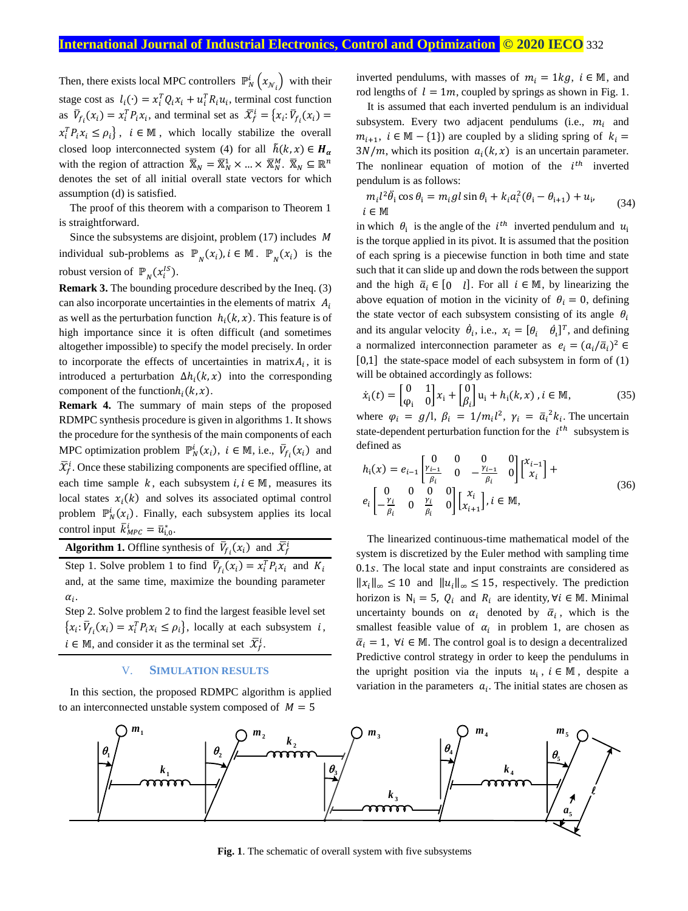Then, there exists local MPC controllers $\mathbb{P}_N^i\left(x_{N_i}\right)$ with their stage cost as $l_i(\cdot) = x_i^T Q_i x_i + u_i^T R_i u_i$, terminal cost function as $\bar{V}_{f_i}(x_i) = x_i^T P_i x_i$, and terminal set as $\bar{\mathcal{X}}_f^i = \{x_i: \bar{V}_{f_i}(x_i) = x_i^T P_i x_i \leq \rho_i\}$, $i \in \mathbb{M}$, which locally stabilize the overall closed loop interconnected system (4) for all $\tilde{h}(k,x) \in \boldsymbol{H}_{\alpha}$ with the region of attraction $\bar{\mathbb{X}}_N = \bar{\mathbb{X}}_N^1 \times \ldots \times \bar{\mathbb{X}}_N^M$. $\bar{\mathbb{X}}_N \subseteq \mathbb{R}^n$ denotes the set of all initial overall state vectors for which assumption (d) is satisfied.

The proof of this theorem with a comparison to Theorem 1 is straightforward.

Since the subsystems are disjoint, problem (17) includes $M$ individual sub-problems as $\mathbb{P}_N(x_i), i \in \mathbb{M}$. $\mathbb{P}_N(x_i)$ is the robust version of $\mathbb{P}_N(x_i^{IS})$.

**Remark 3.** The bounding procedure described by the Ineq. (3) can also incorporate uncertainties in the elements of matrix $A_i$ as well as the perturbation function $h_i(k,x)$. This feature is of high importance since it is often difficult (and sometimes altogether impossible) to specify the model precisely. In order to incorporate the effects of uncertainties in matrix $A_i$, it is introduced a perturbation $\Delta h_i(k,x)$ into the corresponding component of the function $h_i(k,x)$.

**Remark 4.** The summary of main steps of the proposed RDMPC synthesis procedure is given in algorithms 1. It shows the procedure for the synthesis of the main components of each MPC optimization problem $\mathbb{P}_N^i(x_i)$, $i \in \mathbb{M}$, i.e., $\bar{V}_{f_i}(x_i)$ and $\bar{\mathcal{X}}_f^i$. Once these stabilizing components are specified offline, at each time sample $k$, each subsystem $i, i \in \mathbb{M}$, measures its local states $x_i(k)$ and solves its associated optimal control problem $\mathbb{P}_N^i(x_i)$. Finally, each subsystem applies its local control input $\bar{k}_{MPC}^i = \bar{u}_{i,0}^*$.

**Algorithm 1.** Offline synthesis of $\bar{V}_{f_i}(x_i)$ and $\bar{\mathcal{X}}_f^i$

Step 1. Solve problem 1 to find $\bar{V}_{f_i}(x_i) = x_i^T P_i x_i$ and $K_i$ and, at the same time, maximize the bounding parameter $\alpha_i$.

Step 2. Solve problem 2 to find the largest feasible level set $\{x_i: \bar{V}_{f_i}(x_i) = x_i^T P_i x_i \leq \rho_i\}$, locally at each subsystem $i$, $i \in \mathbb{M}$, and consider it as the terminal set $\bar{\mathcal{X}}_f^i$.

## V. Simulation Results

In this section, the proposed RDMPC algorithm is applied to an interconnected unstable system composed of $M = 5$ inverted pendulums, with masses of $m_i = 1kg$, $i \in \mathbb{M}$, and rod lengths of $l = 1m$, coupled by springs as shown in Fig. 1.

It is assumed that each inverted pendulum is an individual subsystem. Every two adjacent pendulums (i.e., $m_i$ and $m_{i+1}$, $i \in \mathbb{M} - \{1\}$) are coupled by a sliding spring of $k_i = 3N/m$, which its position $a_i(k,x)$ is an uncertain parameter. The nonlinear equation of motion of the $i^{th}$ inverted pendulum is as follows:

$$m_i l^2 \ddot{\theta}_i \cos\theta_i = m_i g l \sin\theta_i + k_i a_i^2(\theta_i - \theta_{i+1}) + u_i, \quad i \in \mathbb{M} \tag{34}$$

in which $\theta_i$ is the angle of the $i^{th}$ inverted pendulum and $u_i$ is the torque applied in its pivot. It is assumed that the position of each spring is a piecewise function in both time and state such that it can slide up and down the rods between the support and the high $\bar{a}_i \in [0 \quad l]$. For all $i \in \mathbb{M}$, by linearizing the above equation of motion in the vicinity of $\theta_i = 0$, defining the state vector of each subsystem consisting of its angle $\theta_i$ and its angular velocity $\dot{\theta}_i$, i.e., $x_i = [\theta_i \quad \dot{\theta}_i]^T$, and defining a normalized interconnection parameter as $e_i = (a_i/\bar{a}_i)^2 \in [0,1]$ the state-space model of each subsystem in form of (1) will be obtained accordingly as follows:

$$\dot{x}_i(t) = \begin{bmatrix} 0 & 1 \\ \varphi_i & 0 \end{bmatrix} x_i + \begin{bmatrix} 0 \\ \beta_i \end{bmatrix} u_i + h_i(k,x), i \in \mathbb{M}, \tag{35}$$

where $\varphi_i = g/l$, $\beta_i = 1/m_i l^2$, $\gamma_i = \bar{a}_i^{\,2} k_i$. The uncertain state-dependent perturbation function for the $i^{th}$ subsystem is defined as

$$h_i(x) = e_{i-1}\begin{bmatrix} 0 & 0 & 0 & 0 \\ \frac{\gamma_{i-1}}{\beta_i} & 0 & -\frac{\gamma_{i-1}}{\beta_i} & 0 \end{bmatrix}\begin{bmatrix} x_{i-1} \\ x_i \end{bmatrix} + e_i\begin{bmatrix} 0 & 0 & 0 & 0 \\ -\frac{\gamma_i}{\beta_i} & 0 & \frac{\gamma_i}{\beta_i} & 0 \end{bmatrix}\begin{bmatrix} x_i \\ x_{i+1} \end{bmatrix}, i \in \mathbb{M}, \tag{36}$$

The linearized continuous-time mathematical model of the system is discretized by the Euler method with sampling time $0.1s$. The local state and input constraints are considered as $\|x_i\|_\infty \leq 10$ and $\|u_i\|_\infty \leq 15$, respectively. The prediction horizon is $N_i = 5$, $Q_i$ and $R_i$ are identity, $\forall i \in \mathbb{M}$. Minimal uncertainty bounds on $\alpha_i$ denoted by $\bar{\alpha}_i$, which is the smallest feasible value of $\alpha_i$ in problem 1, are chosen as $\bar{\alpha}_i = 1$, $\forall i \in \mathbb{M}$. The control goal is to design a decentralized Predictive control strategy in order to keep the pendulums in the upright position via the inputs $u_i$, $i \in \mathbb{M}$, despite a variation in the parameters $a_i$. The initial states are chosen as

**Fig. 1**. The schematic of overall system with five subsystems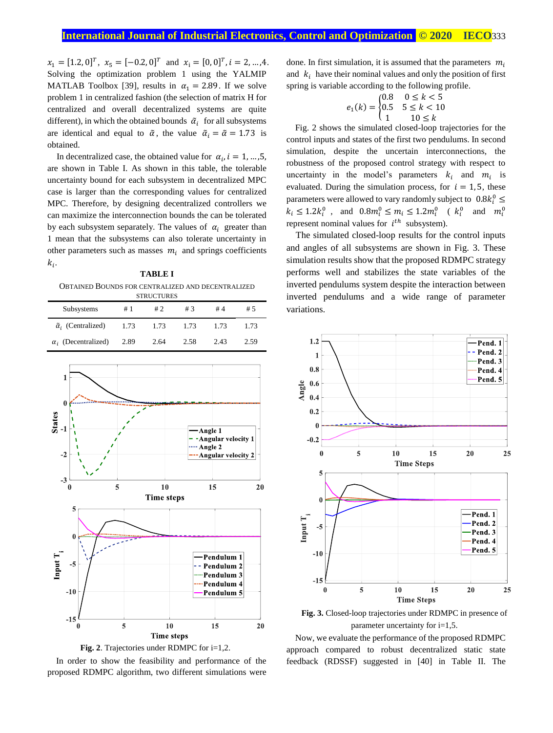$x_1 = [1.2, 0]^T$, $x_5 = [-0.2, 0]^T$ and $x_i = [0, 0]^T, i = 2, \ldots, 4$. Solving the optimization problem 1 using the YALMIP MATLAB Toolbox [39], results in $\alpha_1 = 2.89$. If we solve problem 1 in centralized fashion (the selection of matrix H for centralized and overall decentralized systems are quite different), in which the obtained bounds $\tilde{\alpha}_i$ for all subsystems are identical and equal to $\tilde{\alpha}$, the value $\tilde{\alpha}_i = \tilde{\alpha} = 1.73$ is obtained.

In decentralized case, the obtained value for $\alpha_i, i = 1, \ldots, 5$, are shown in Table I. As shown in this table, the tolerable uncertainty bound for each subsystem in decentralized MPC case is larger than the corresponding values for centralized MPC. Therefore, by designing decentralized controllers we can maximize the interconnection bounds the can be tolerated by each subsystem separately. The values of $\alpha_i$ greater than 1 mean that the subsystems can also tolerate uncertainty in other parameters such as masses $m_i$ and springs coefficients $k_i$.

**TABLE I**

OBTAINED BOUNDS FOR CENTRALIZED AND DECENTRALIZED STRUCTURES

| Subsystems | # 1 | # 2 | # 3 | # 4 | # 5 |
|---|---|---|---|---|---|
| $\tilde{\alpha}_i$ (Centralized) | 1.73 | 1.73 | 1.73 | 1.73 | 1.73 |
| $\alpha_i$ (Decentralized) | 2.89 | 2.64 | 2.58 | 2.43 | 2.59 |

**Fig. 2**. Trajectories under RDMPC for i=1,2.

In order to show the feasibility and performance of the proposed RDMPC algorithm, two different simulations were done. In first simulation, it is assumed that the parameters $m_i$ and $k_i$ have their nominal values and only the position of first spring is variable according to the following profile.

$$e_1(k) = \begin{cases} 0.8 & 0 \le k < 5 \\ 0.5 & 5 \le k < 10 \\ 1 & 10 \le k \end{cases}$$

Fig. 2 shows the simulated closed-loop trajectories for the control inputs and states of the first two pendulums. In second simulation, despite the uncertain interconnections, the robustness of the proposed control strategy with respect to uncertainty in the model's parameters $k_i$ and $m_i$ is evaluated. During the simulation process, for $i = 1, 5$, these parameters were allowed to vary randomly subject to $0.8k_i^0 \le k_i \le 1.2k_i^0$, and $0.8m_i^0 \le m_i \le 1.2m_i^0$ ($k_i^0$ and $m_i^0$ represent nominal values for $i^{th}$ subsystem).

The simulated closed-loop results for the control inputs and angles of all subsystems are shown in Fig. 3. These simulation results show that the proposed RDMPC strategy performs well and stabilizes the state variables of the inverted pendulums system despite the interaction between inverted pendulums and a wide range of parameter variations.

**Fig. 3.** Closed-loop trajectories under RDMPC in presence of parameter uncertainty for i=1,5.

Now, we evaluate the performance of the proposed RDMPC approach compared to robust decentralized static state feedback (RDSSF) suggested in [40] in Table II. The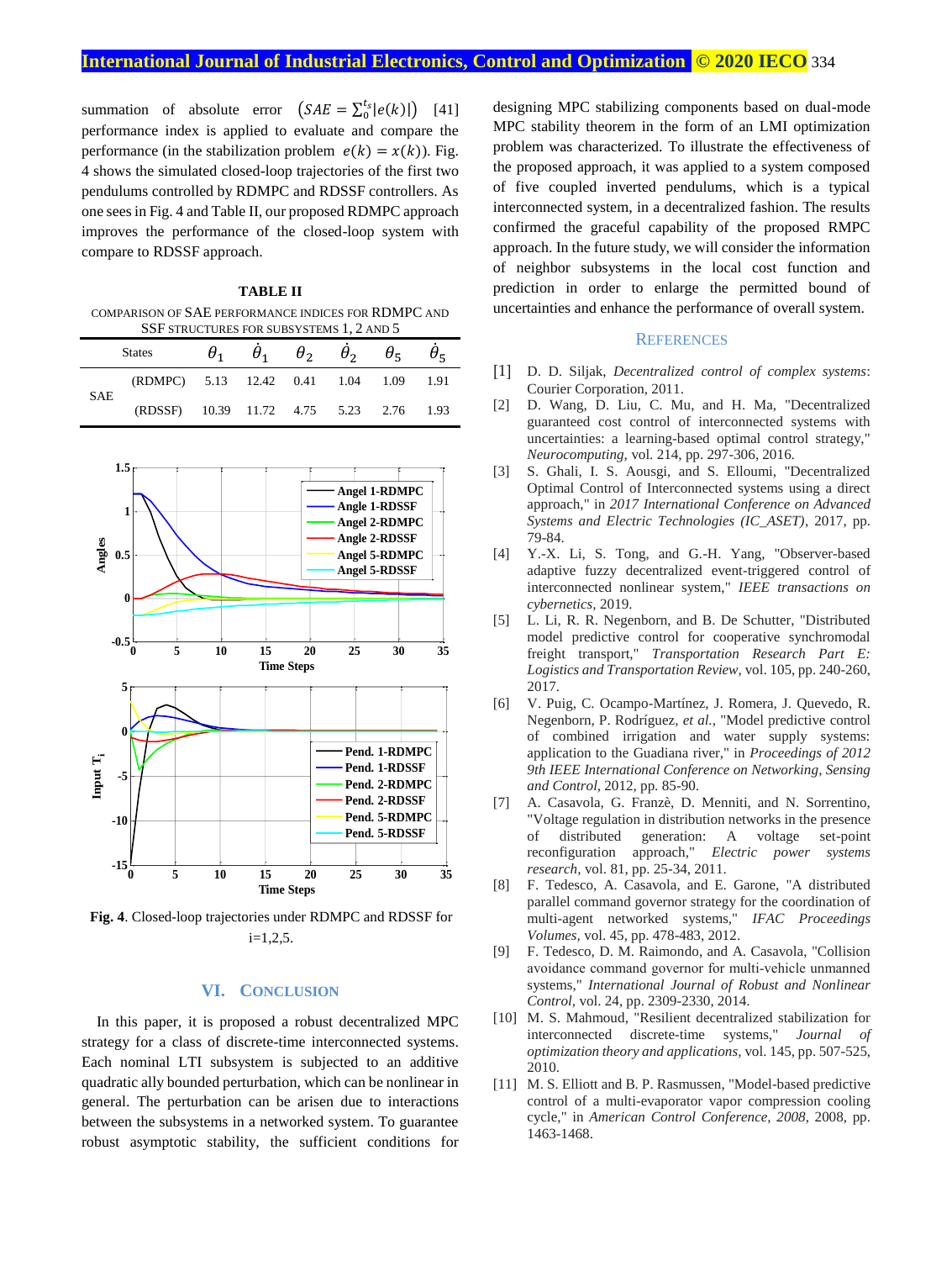summation of absolute error $\left(SAE = \sum_0^{t_s}|e(k)|\right)$ [41] performance index is applied to evaluate and compare the performance (in the stabilization problem $e(k) = x(k)$). Fig. 4 shows the simulated closed-loop trajectories of the first two pendulums controlled by RDMPC and RDSSF controllers. As one sees in Fig. 4 and Table II, our proposed RDMPC approach improves the performance of the closed-loop system with compare to RDSSF approach.

**TABLE II**

COMPARISON OF SAE PERFORMANCE INDICES FOR RDMPC AND SSF STRUCTURES FOR SUBSYSTEMS 1, 2 AND 5

| | States | $\theta_1$ | $\dot{\theta}_1$ | $\theta_2$ | $\dot{\theta}_2$ | $\theta_5$ | $\dot{\theta}_5$ |
|---|---|---|---|---|---|---|---|
| SAE | (RDMPC) | 5.13 | 12.42 | 0.41 | 1.04 | 1.09 | 1.91 |
| | (RDSSF) | 10.39 | 11.72 | 4.75 | 5.23 | 2.76 | 1.93 |

**Fig. 4**. Closed-loop trajectories under RDMPC and RDSSF for i=1,2,5.

## VI. CONCLUSION

In this paper, it is proposed a robust decentralized MPC strategy for a class of discrete-time interconnected systems. Each nominal LTI subsystem is subjected to an additive quadratic ally bounded perturbation, which can be nonlinear in general. The perturbation can be arisen due to interactions between the subsystems in a networked system. To guarantee robust asymptotic stability, the sufficient conditions for designing MPC stabilizing components based on dual-mode MPC stability theorem in the form of an LMI optimization problem was characterized. To illustrate the effectiveness of the proposed approach, it was applied to a system composed of five coupled inverted pendulums, which is a typical interconnected system, in a decentralized fashion. The results confirmed the graceful capability of the proposed RMPC approach. In the future study, we will consider the information of neighbor subsystems in the local cost function and prediction in order to enlarge the permitted bound of uncertainties and enhance the performance of overall system.

## REFERENCES

[1] D. D. Siljak, *Decentralized control of complex systems*: Courier Corporation, 2011.

[2] D. Wang, D. Liu, C. Mu, and H. Ma, "Decentralized guaranteed cost control of interconnected systems with uncertainties: a learning-based optimal control strategy," *Neurocomputing,* vol. 214, pp. 297-306, 2016.

[3] S. Ghali, I. S. Aousgi, and S. Elloumi, "Decentralized Optimal Control of Interconnected systems using a direct approach," in *2017 International Conference on Advanced Systems and Electric Technologies (IC_ASET)*, 2017, pp. 79-84.

[4] Y.-X. Li, S. Tong, and G.-H. Yang, "Observer-based adaptive fuzzy decentralized event-triggered control of interconnected nonlinear system," *IEEE transactions on cybernetics,* 2019.

[5] L. Li, R. R. Negenborn, and B. De Schutter, "Distributed model predictive control for cooperative synchromodal freight transport," *Transportation Research Part E: Logistics and Transportation Review,* vol. 105, pp. 240-260, 2017.

[6] V. Puig, C. Ocampo-Martínez, J. Romera, J. Quevedo, R. Negenborn, P. Rodríguez, *et al.*, "Model predictive control of combined irrigation and water supply systems: application to the Guadiana river," in *Proceedings of 2012 9th IEEE International Conference on Networking, Sensing and Control*, 2012, pp. 85-90.

[7] A. Casavola, G. Franzè, D. Menniti, and N. Sorrentino, "Voltage regulation in distribution networks in the presence of distributed generation: A voltage set-point reconfiguration approach," *Electric power systems research,* vol. 81, pp. 25-34, 2011.

[8] F. Tedesco, A. Casavola, and E. Garone, "A distributed parallel command governor strategy for the coordination of multi-agent networked systems," *IFAC Proceedings Volumes,* vol. 45, pp. 478-483, 2012.

[9] F. Tedesco, D. M. Raimondo, and A. Casavola, "Collision avoidance command governor for multi-vehicle unmanned systems," *International Journal of Robust and Nonlinear Control,* vol. 24, pp. 2309-2330, 2014.

[10] M. S. Mahmoud, "Resilient decentralized stabilization for interconnected discrete-time systems," *Journal of optimization theory and applications,* vol. 145, pp. 507-525, 2010.

[11] M. S. Elliott and B. P. Rasmussen, "Model-based predictive control of a multi-evaporator vapor compression cooling cycle," in *American Control Conference, 2008*, 2008, pp. 1463-1468.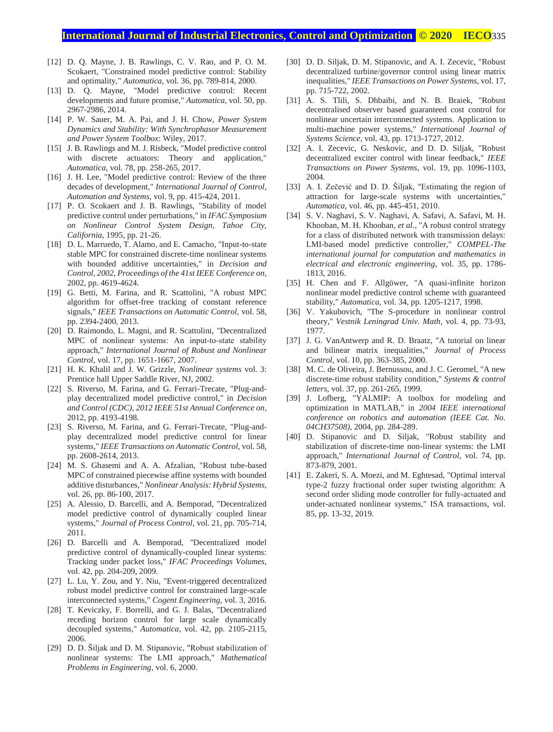[12] D. Q. Mayne, J. B. Rawlings, C. V. Rao, and P. O. M. Scokaert, "Constrained model predictive control: Stability and optimality," *Automatica,* vol. 36, pp. 789-814, 2000.

[13] D. Q. Mayne, "Model predictive control: Recent developments and future promise," *Automatica,* vol. 50, pp. 2967-2986, 2014.

[14] P. W. Sauer, M. A. Pai, and J. H. Chow, *Power System Dynamics and Stability: With Synchrophasor Measurement and Power System Toolbox*: Wiley, 2017.

[15] J. B. Rawlings and M. J. Risbeck, "Model predictive control with discrete actuators: Theory and application," *Automatica,* vol. 78, pp. 258-265, 2017.

[16] J. H. Lee, "Model predictive control: Review of the three decades of development," *International Journal of Control, Automation and Systems,* vol. 9, pp. 415-424, 2011.

[17] P. O. Scokaert and J. B. Rawlings, "Stability of model predictive control under perturbations," in *IFAC Symposium on Nonlinear Control System Design, Tahoe City, California*, 1995, pp. 21-26.

[18] D. L. Marruedo, T. Alamo, and E. Camacho, "Input-to-state stable MPC for constrained discrete-time nonlinear systems with bounded additive uncertainties," in *Decision and Control, 2002, Proceedings of the 41st IEEE Conference on*, 2002, pp. 4619-4624.

[19] G. Betti, M. Farina, and R. Scattolini, "A robust MPC algorithm for offset-free tracking of constant reference signals," *IEEE Transactions on Automatic Control,* vol. 58, pp. 2394-2400, 2013.

[20] D. Raimondo, L. Magni, and R. Scattolini, "Decentralized MPC of nonlinear systems: An input-to-state stability approach," *International Journal of Robust and Nonlinear Control,* vol. 17, pp. 1651-1667, 2007.

[21] H. K. Khalil and J. W. Grizzle, *Nonlinear systems* vol. 3: Prentice hall Upper Saddle River, NJ, 2002.

[22] S. Riverso, M. Farina, and G. Ferrari-Trecate, "Plug-and-play decentralized model predictive control," in *Decision and Control (CDC), 2012 IEEE 51st Annual Conference on*, 2012, pp. 4193-4198.

[23] S. Riverso, M. Farina, and G. Ferrari-Trecate, "Plug-and-play decentralized model predictive control for linear systems," *IEEE Transactions on Automatic Control,* vol. 58, pp. 2608-2614, 2013.

[24] M. S. Ghasemi and A. A. Afzalian, "Robust tube-based MPC of constrained piecewise affine systems with bounded additive disturbances," *Nonlinear Analysis: Hybrid Systems,* vol. 26, pp. 86-100, 2017.

[25] A. Alessio, D. Barcelli, and A. Bemporad, "Decentralized model predictive control of dynamically coupled linear systems," *Journal of Process Control,* vol. 21, pp. 705-714, 2011.

[26] D. Barcelli and A. Bemporad, "Decentralized model predictive control of dynamically-coupled linear systems: Tracking under packet loss," *IFAC Proceedings Volumes,* vol. 42, pp. 204-209, 2009.

[27] L. Lu, Y. Zou, and Y. Niu, "Event-triggered decentralized robust model predictive control for constrained large-scale interconnected systems," *Cogent Engineering,* vol. 3, 2016.

[28] T. Keviczky, F. Borrelli, and G. J. Balas, "Decentralized receding horizon control for large scale dynamically decoupled systems," *Automatica,* vol. 42, pp. 2105-2115, 2006.

[29] D. D. Šiljak and D. M. Stipanovic, "Robust stabilization of nonlinear systems: The LMI approach," *Mathematical Problems in Engineering,* vol. 6, 2000.

[30] D. D. Siljak, D. M. Stipanovic, and A. I. Zecevic, "Robust decentralized turbine/governor control using linear matrix inequalities," *IEEE Transactions on Power Systems,* vol. 17, pp. 715-722, 2002.

[31] A. S. Tlili, S. Dhbaibi, and N. B. Braiek, "Robust decentralised observer based guaranteed cost control for nonlinear uncertain interconnected systems. Application to multi-machine power systems," *International Journal of Systems Science,* vol. 43, pp. 1713-1727, 2012.

[32] A. I. Zecevic, G. Neskovic, and D. D. Siljak, "Robust decentralized exciter control with linear feedback," *IEEE Transactions on Power Systems,* vol. 19, pp. 1096-1103, 2004.

[33] A. I. Zečević and D. D. Šiljak, "Estimating the region of attraction for large-scale systems with uncertainties," *Automatica,* vol. 46, pp. 445-451, 2010.

[34] S. V. Naghavi, S. V. Naghavi, A. Safavi, A. Safavi, M. H. Khooban, M. H. Khooban*, et al.*, "A robust control strategy for a class of distributed network with transmission delays: LMI-based model predictive controller," *COMPEL-The international journal for computation and mathematics in electrical and electronic engineering,* vol. 35, pp. 1786-1813, 2016.

[35] H. Chen and F. Allgöwer, "A quasi-infinite horizon nonlinear model predictive control scheme with guaranteed stability," *Automatica,* vol. 34, pp. 1205-1217, 1998.

[36] V. Yakubovich, "The S-procedure in nonlinear control theory," *Vestnik Leningrad Univ. Math,* vol. 4, pp. 73-93, 1977.

[37] J. G. VanAntwerp and R. D. Braatz, "A tutorial on linear and bilinear matrix inequalities," *Journal of Process Control,* vol. 10, pp. 363-385, 2000.

[38] M. C. de Oliveira, J. Bernussou, and J. C. Geromel, "A new discrete-time robust stability condition," *Systems & control letters,* vol. 37, pp. 261-265, 1999.

[39] J. Lofberg, "YALMIP: A toolbox for modeling and optimization in MATLAB," in *2004 IEEE international conference on robotics and automation (IEEE Cat. No. 04CH37508)*, 2004, pp. 284-289.

[40] D. Stipanovic and D. Siljak, "Robust stability and stabilization of discrete-time non-linear systems: the LMI approach," *International Journal of Control,* vol. 74, pp. 873-879, 2001.

[41] E. Zakeri, S. A. Moezi, and M. Eghtesad, "Optimal interval type-2 fuzzy fractional order super twisting algorithm: A second order sliding mode controller for fully-actuated and under-actuated nonlinear systems," ISA transactions, vol. 85, pp. 13-32, 2019.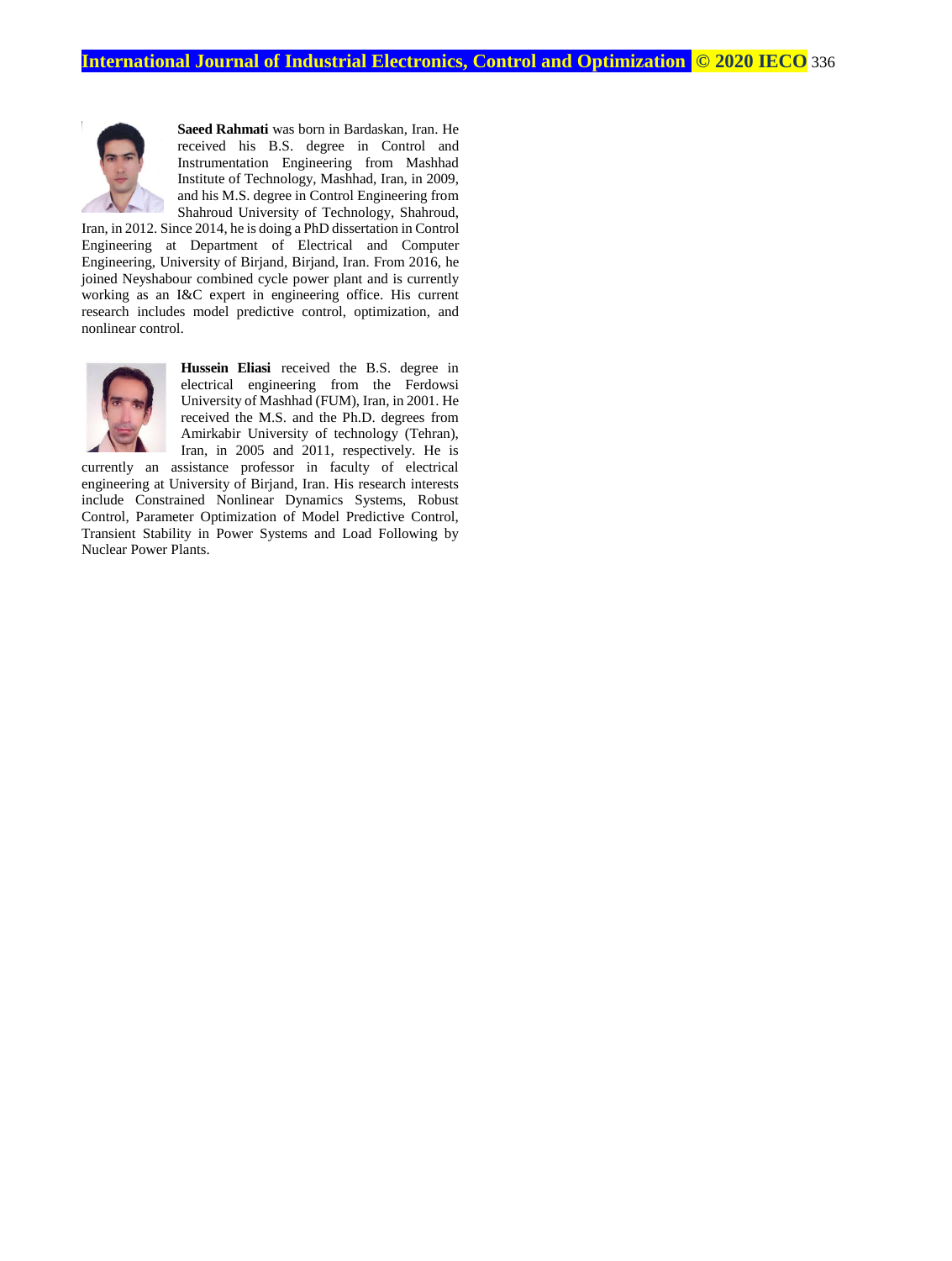**Saeed Rahmati** was born in Bardaskan, Iran. He received his B.S. degree in Control and Instrumentation Engineering from Mashhad Institute of Technology, Mashhad, Iran, in 2009, and his M.S. degree in Control Engineering from Shahroud University of Technology, Shahroud, Iran, in 2012. Since 2014, he is doing a PhD dissertation in Control Engineering at Department of Electrical and Computer Engineering, University of Birjand, Birjand, Iran. From 2016, he joined Neyshabour combined cycle power plant and is currently working as an I&C expert in engineering office. His current research includes model predictive control, optimization, and nonlinear control.

**Hussein Eliasi** received the B.S. degree in electrical engineering from the Ferdowsi University of Mashhad (FUM), Iran, in 2001. He received the M.S. and the Ph.D. degrees from Amirkabir University of technology (Tehran), Iran, in 2005 and 2011, respectively. He is currently an assistance professor in faculty of electrical engineering at University of Birjand, Iran. His research interests include Constrained Nonlinear Dynamics Systems, Robust Control, Parameter Optimization of Model Predictive Control, Transient Stability in Power Systems and Load Following by Nuclear Power Plants.